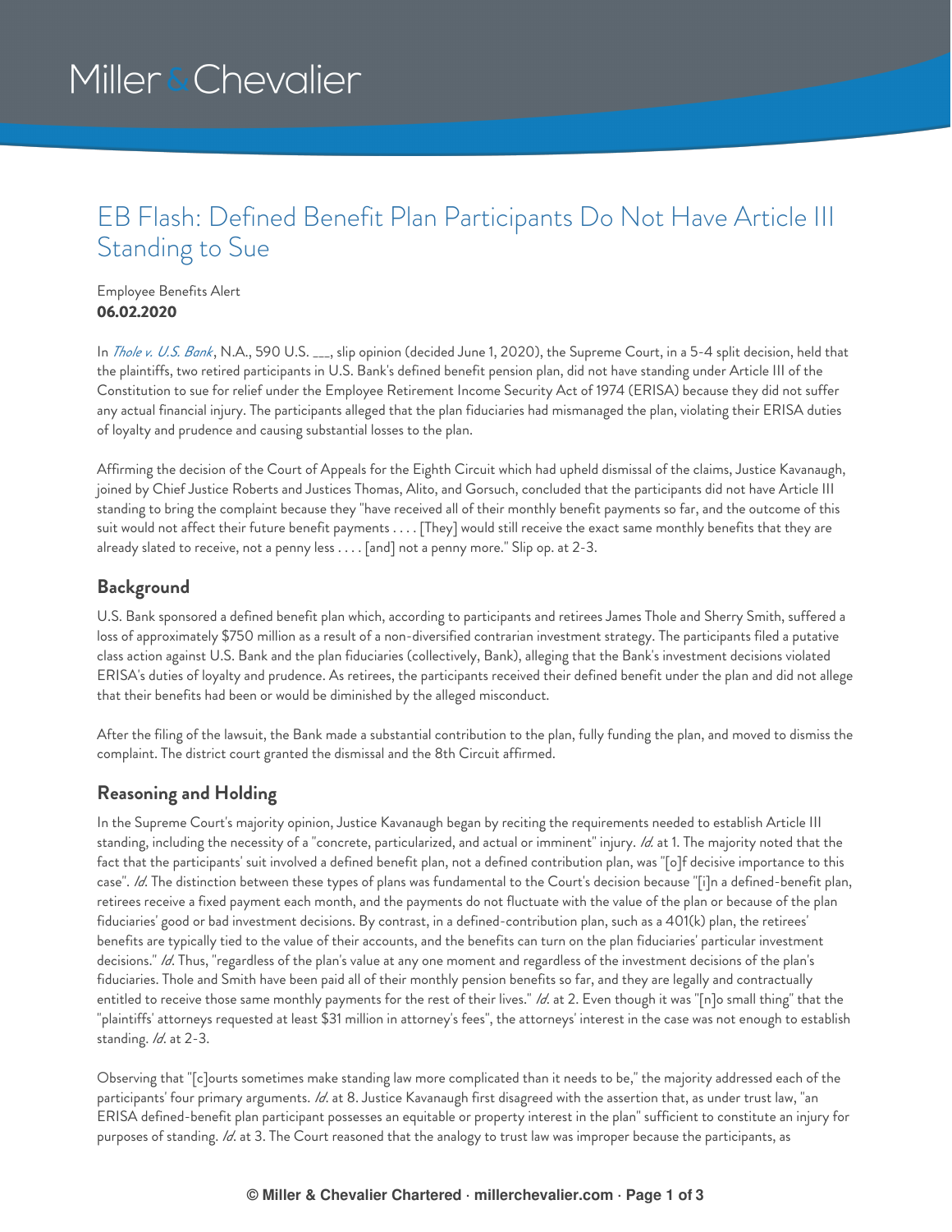# EB Flash: Defined Benefit Plan Participants Do Not Have Article III Standing to Sue

Employee Benefits Alert
**06.02.2020**

In *Thole v. U.S. Bank*, N.A., 590 U.S. ___, slip opinion (decided June 1, 2020), the Supreme Court, in a 5-4 split decision, held that the plaintiffs, two retired participants in U.S. Bank's defined benefit pension plan, did not have standing under Article III of the Constitution to sue for relief under the Employee Retirement Income Security Act of 1974 (ERISA) because they did not suffer any actual financial injury. The participants alleged that the plan fiduciaries had mismanaged the plan, violating their ERISA duties of loyalty and prudence and causing substantial losses to the plan.

Affirming the decision of the Court of Appeals for the Eighth Circuit which had upheld dismissal of the claims, Justice Kavanaugh, joined by Chief Justice Roberts and Justices Thomas, Alito, and Gorsuch, concluded that the participants did not have Article III standing to bring the complaint because they "have received all of their monthly benefit payments so far, and the outcome of this suit would not affect their future benefit payments . . . . [They] would still receive the exact same monthly benefits that they are already slated to receive, not a penny less . . . . [and] not a penny more." Slip op. at 2-3.

## Background

U.S. Bank sponsored a defined benefit plan which, according to participants and retirees James Thole and Sherry Smith, suffered a loss of approximately $750 million as a result of a non-diversified contrarian investment strategy. The participants filed a putative class action against U.S. Bank and the plan fiduciaries (collectively, Bank), alleging that the Bank's investment decisions violated ERISA's duties of loyalty and prudence. As retirees, the participants received their defined benefit under the plan and did not allege that their benefits had been or would be diminished by the alleged misconduct.

After the filing of the lawsuit, the Bank made a substantial contribution to the plan, fully funding the plan, and moved to dismiss the complaint. The district court granted the dismissal and the 8th Circuit affirmed.

## Reasoning and Holding

In the Supreme Court's majority opinion, Justice Kavanaugh began by reciting the requirements needed to establish Article III standing, including the necessity of a "concrete, particularized, and actual or imminent" injury. *Id.* at 1. The majority noted that the fact that the participants' suit involved a defined benefit plan, not a defined contribution plan, was "[o]f decisive importance to this case". *Id.* The distinction between these types of plans was fundamental to the Court's decision because "[i]n a defined-benefit plan, retirees receive a fixed payment each month, and the payments do not fluctuate with the value of the plan or because of the plan fiduciaries' good or bad investment decisions. By contrast, in a defined-contribution plan, such as a 401(k) plan, the retirees' benefits are typically tied to the value of their accounts, and the benefits can turn on the plan fiduciaries' particular investment decisions." *Id.* Thus, "regardless of the plan's value at any one moment and regardless of the investment decisions of the plan's fiduciaries. Thole and Smith have been paid all of their monthly pension benefits so far, and they are legally and contractually entitled to receive those same monthly payments for the rest of their lives." *Id.* at 2. Even though it was "[n]o small thing" that the "plaintiffs' attorneys requested at least $31 million in attorney's fees", the attorneys' interest in the case was not enough to establish standing. *Id.* at 2-3.

Observing that "[c]ourts sometimes make standing law more complicated than it needs to be," the majority addressed each of the participants' four primary arguments. *Id.* at 8. Justice Kavanaugh first disagreed with the assertion that, as under trust law, "an ERISA defined-benefit plan participant possesses an equitable or property interest in the plan" sufficient to constitute an injury for purposes of standing. *Id.* at 3. The Court reasoned that the analogy to trust law was improper because the participants, as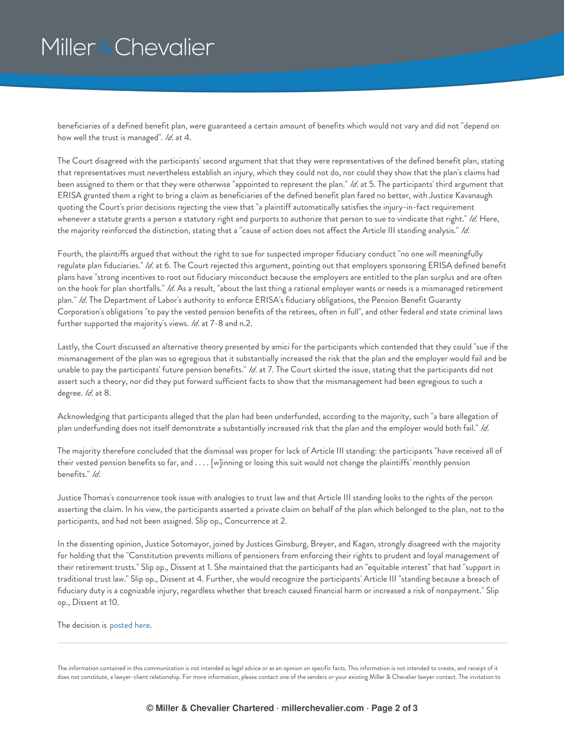beneficiaries of a defined benefit plan, were guaranteed a certain amount of benefits which would not vary and did not "depend on how well the trust is managed". *Id.* at 4.

The Court disagreed with the participants' second argument that that they were representatives of the defined benefit plan, stating that representatives must nevertheless establish an injury, which they could not do, nor could they show that the plan's claims had been assigned to them or that they were otherwise "appointed to represent the plan." *Id.* at 5. The participants' third argument that ERISA granted them a right to bring a claim as beneficiaries of the defined benefit plan fared no better, with Justice Kavanaugh quoting the Court's prior decisions rejecting the view that "a plaintiff automatically satisfies the injury-in-fact requirement whenever a statute grants a person a statutory right and purports to authorize that person to sue to vindicate that right." *Id.* Here, the majority reinforced the distinction, stating that a "cause of action does not affect the Article III standing analysis." *Id.*

Fourth, the plaintiffs argued that without the right to sue for suspected improper fiduciary conduct "no one will meaningfully regulate plan fiduciaries." *Id.* at 6. The Court rejected this argument, pointing out that employers sponsoring ERISA defined benefit plans have "strong incentives to root out fiduciary misconduct because the employers are entitled to the plan surplus and are often on the hook for plan shortfalls." *Id.* As a result, "about the last thing a rational employer wants or needs is a mismanaged retirement plan." *Id.* The Department of Labor's authority to enforce ERISA's fiduciary obligations, the Pension Benefit Guaranty Corporation's obligations "to pay the vested pension benefits of the retirees, often in full", and other federal and state criminal laws further supported the majority's views. *Id.* at 7-8 and n.2.

Lastly, the Court discussed an alternative theory presented by amici for the participants which contended that they could "sue if the mismanagement of the plan was so egregious that it substantially increased the risk that the plan and the employer would fail and be unable to pay the participants' future pension benefits." *Id.* at 7. The Court skirted the issue, stating that the participants did not assert such a theory, nor did they put forward sufficient facts to show that the mismanagement had been egregious to such a degree. *Id.* at 8.

Acknowledging that participants alleged that the plan had been underfunded, according to the majority, such "a bare allegation of plan underfunding does not itself demonstrate a substantially increased risk that the plan and the employer would both fail." *Id.*

The majority therefore concluded that the dismissal was proper for lack of Article III standing: the participants "have received all of their vested pension benefits so far, and . . . . [w]inning or losing this suit would not change the plaintiffs' monthly pension benefits." *Id.*

Justice Thomas's concurrence took issue with analogies to trust law and that Article III standing looks to the rights of the person asserting the claim. In his view, the participants asserted a private claim on behalf of the plan which belonged to the plan, not to the participants, and had not been assigned. Slip op., Concurrence at 2.

In the dissenting opinion, Justice Sotomayor, joined by Justices Ginsburg, Breyer, and Kagan, strongly disagreed with the majority for holding that the "Constitution prevents millions of pensioners from enforcing their rights to prudent and loyal management of their retirement trusts." Slip op., Dissent at 1. She maintained that the participants had an "equitable interest" that had "support in traditional trust law." Slip op., Dissent at 4. Further, she would recognize the participants' Article III "standing because a breach of fiduciary duty is a cognizable injury, regardless whether that breach caused financial harm or increased a risk of nonpayment." Slip op., Dissent at 10.

The decision is posted here.

---

The information contained in this communication is not intended as legal advice or as an opinion on specific facts. This information is not intended to create, and receipt of it does not constitute, a lawyer-client relationship. For more information, please contact one of the senders or your existing Miller & Chevalier lawyer contact. The invitation to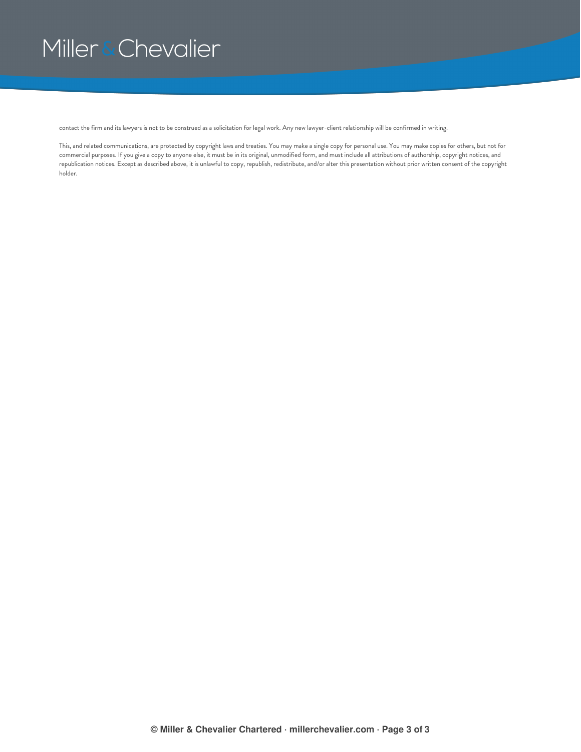contact the firm and its lawyers is not to be construed as a solicitation for legal work. Any new lawyer-client relationship will be confirmed in writing.

This, and related communications, are protected by copyright laws and treaties. You may make a single copy for personal use. You may make copies for others, but not for commercial purposes. If you give a copy to anyone else, it must be in its original, unmodified form, and must include all attributions of authorship, copyright notices, and republication notices. Except as described above, it is unlawful to copy, republish, redistribute, and/or alter this presentation without prior written consent of the copyright holder.